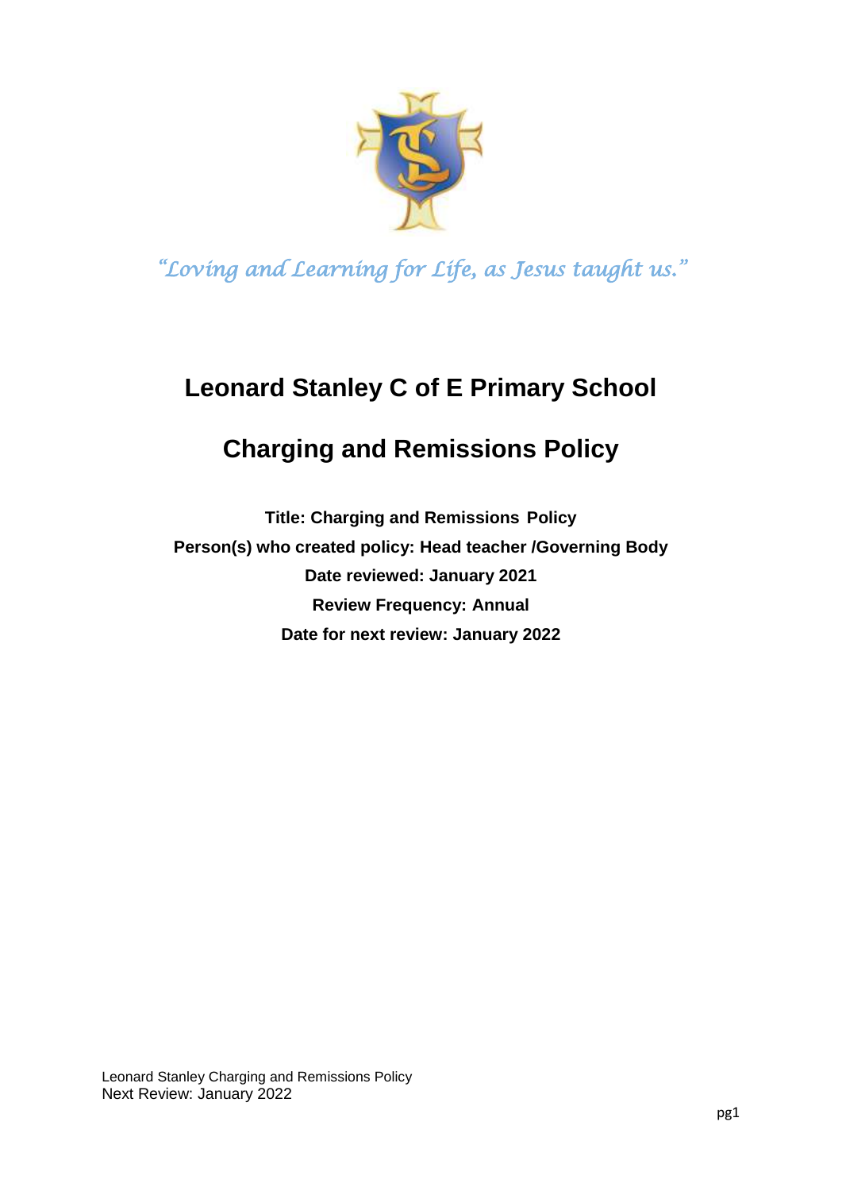*"Loving and Learning for Life, as Jesus taught us."*

# Leonard Stanley C of E Primary School

# Charging and Remissions Policy

**Title: Charging and Remissions Policy**

**Person(s) who created policy: Head teacher /Governing Body**

**Date reviewed: January 2021**

**Review Frequency: Annual**

**Date for next review: January 2022**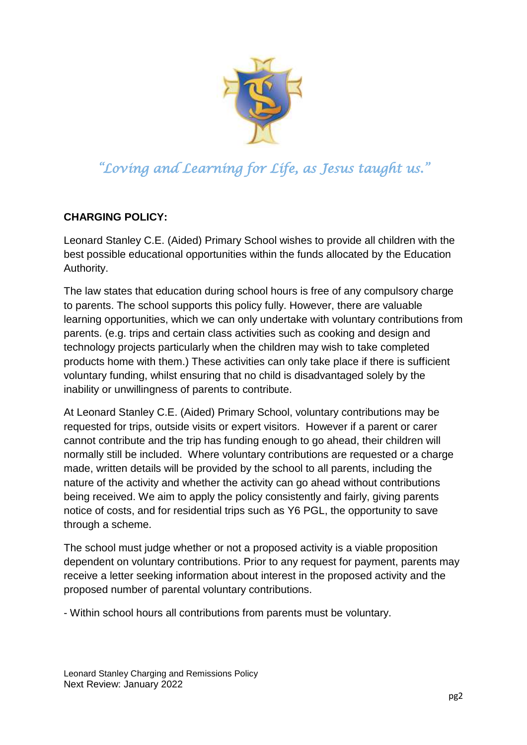*"Loving and Learning for Life, as Jesus taught us."*

**CHARGING POLICY:**

Leonard Stanley C.E. (Aided) Primary School wishes to provide all children with the best possible educational opportunities within the funds allocated by the Education Authority.

The law states that education during school hours is free of any compulsory charge to parents. The school supports this policy fully. However, there are valuable learning opportunities, which we can only undertake with voluntary contributions from parents. (e.g. trips and certain class activities such as cooking and design and technology projects particularly when the children may wish to take completed products home with them.) These activities can only take place if there is sufficient voluntary funding, whilst ensuring that no child is disadvantaged solely by the inability or unwillingness of parents to contribute.

At Leonard Stanley C.E. (Aided) Primary School, voluntary contributions may be requested for trips, outside visits or expert visitors. However if a parent or carer cannot contribute and the trip has funding enough to go ahead, their children will normally still be included. Where voluntary contributions are requested or a charge made, written details will be provided by the school to all parents, including the nature of the activity and whether the activity can go ahead without contributions being received. We aim to apply the policy consistently and fairly, giving parents notice of costs, and for residential trips such as Y6 PGL, the opportunity to save through a scheme.

The school must judge whether or not a proposed activity is a viable proposition dependent on voluntary contributions. Prior to any request for payment, parents may receive a letter seeking information about interest in the proposed activity and the proposed number of parental voluntary contributions.

- Within school hours all contributions from parents must be voluntary.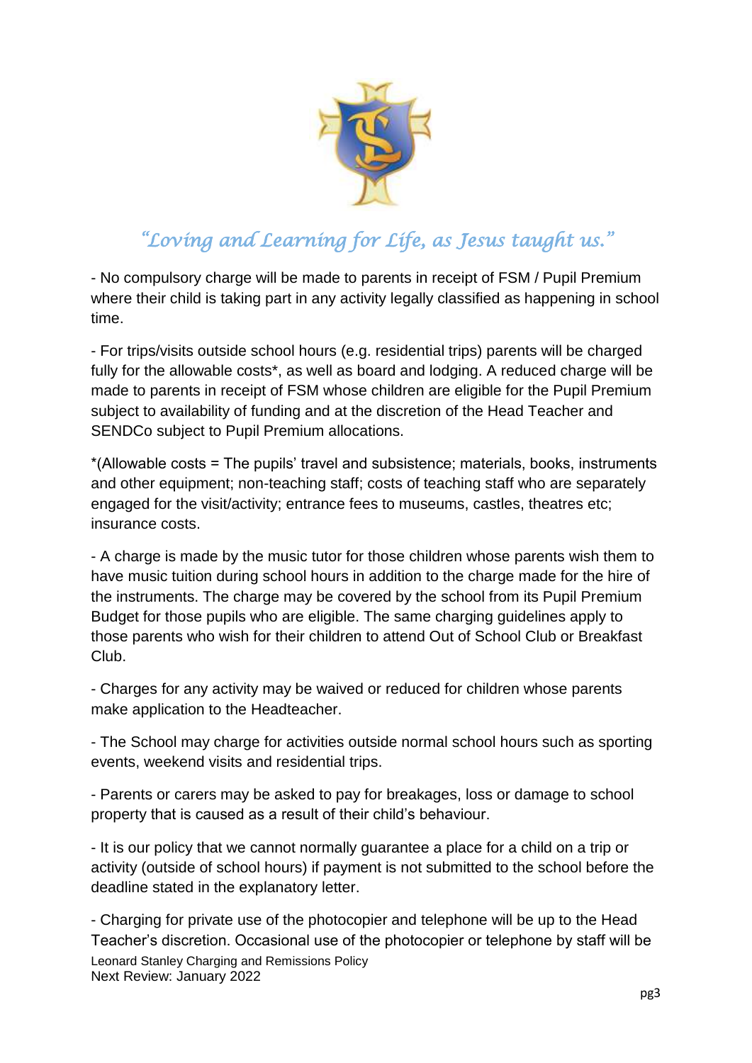*"Loving and Learning for Life, as Jesus taught us."*

- No compulsory charge will be made to parents in receipt of FSM / Pupil Premium where their child is taking part in any activity legally classified as happening in school time.

- For trips/visits outside school hours (e.g. residential trips) parents will be charged fully for the allowable costs*, as well as board and lodging. A reduced charge will be made to parents in receipt of FSM whose children are eligible for the Pupil Premium subject to availability of funding and at the discretion of the Head Teacher and SENDCo subject to Pupil Premium allocations.

*(Allowable costs = The pupils' travel and subsistence; materials, books, instruments and other equipment; non-teaching staff; costs of teaching staff who are separately engaged for the visit/activity; entrance fees to museums, castles, theatres etc; insurance costs.

- A charge is made by the music tutor for those children whose parents wish them to have music tuition during school hours in addition to the charge made for the hire of the instruments. The charge may be covered by the school from its Pupil Premium Budget for those pupils who are eligible. The same charging guidelines apply to those parents who wish for their children to attend Out of School Club or Breakfast Club.

- Charges for any activity may be waived or reduced for children whose parents make application to the Headteacher.

- The School may charge for activities outside normal school hours such as sporting events, weekend visits and residential trips.

- Parents or carers may be asked to pay for breakages, loss or damage to school property that is caused as a result of their child's behaviour.

- It is our policy that we cannot normally guarantee a place for a child on a trip or activity (outside of school hours) if payment is not submitted to the school before the deadline stated in the explanatory letter.

- Charging for private use of the photocopier and telephone will be up to the Head Teacher's discretion. Occasional use of the photocopier or telephone by staff will be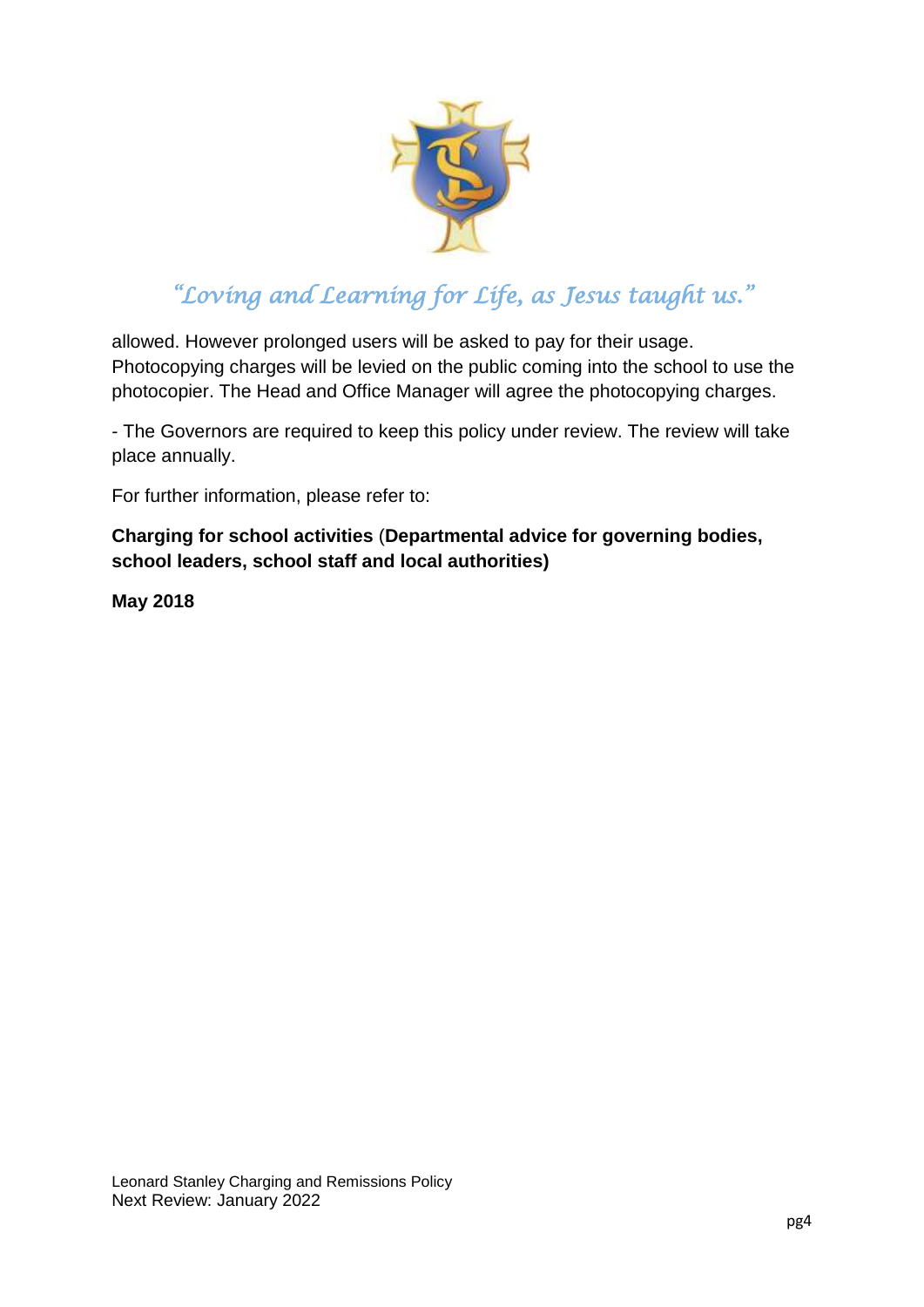allowed. However prolonged users will be asked to pay for their usage. Photocopying charges will be levied on the public coming into the school to use the photocopier. The Head and Office Manager will agree the photocopying charges.

- The Governors are required to keep this policy under review. The review will take place annually.

For further information, please refer to:

**Charging for school activities (Departmental advice for governing bodies, school leaders, school staff and local authorities)**

**May 2018**